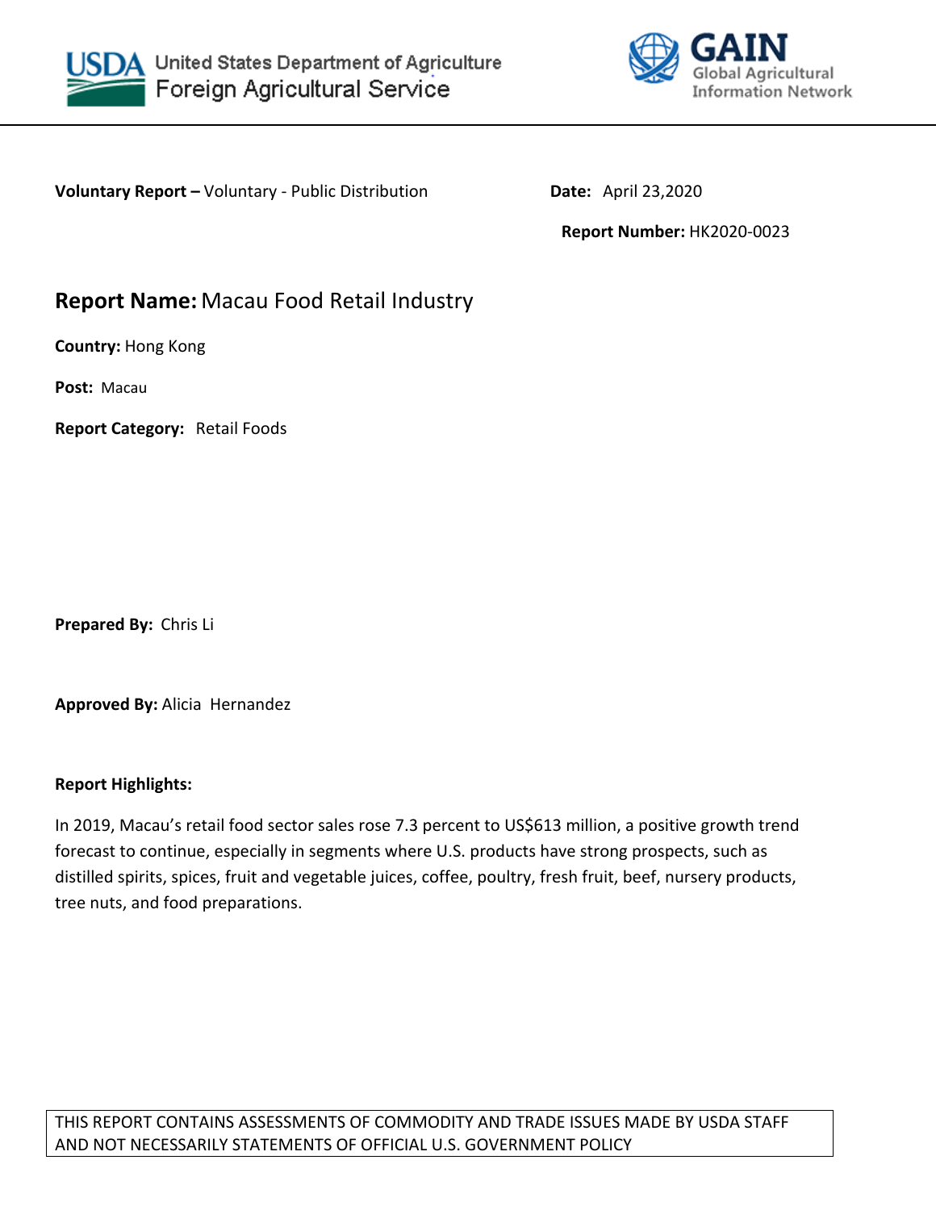USDA United States Department of Agriculture
Foreign Agricultural Service

GAIN Global Agricultural Information Network

**Voluntary Report –** Voluntary - Public Distribution

**Date:** April 23,2020

**Report Number:** HK2020-0023

## **Report Name:** Macau Food Retail Industry

**Country:** Hong Kong

**Post:** Macau

**Report Category:** Retail Foods

**Prepared By:** Chris Li

**Approved By:** Alicia Hernandez

**Report Highlights:**

In 2019, Macau's retail food sector sales rose 7.3 percent to US$613 million, a positive growth trend forecast to continue, especially in segments where U.S. products have strong prospects, such as distilled spirits, spices, fruit and vegetable juices, coffee, poultry, fresh fruit, beef, nursery products, tree nuts, and food preparations.

THIS REPORT CONTAINS ASSESSMENTS OF COMMODITY AND TRADE ISSUES MADE BY USDA STAFF AND NOT NECESSARILY STATEMENTS OF OFFICIAL U.S. GOVERNMENT POLICY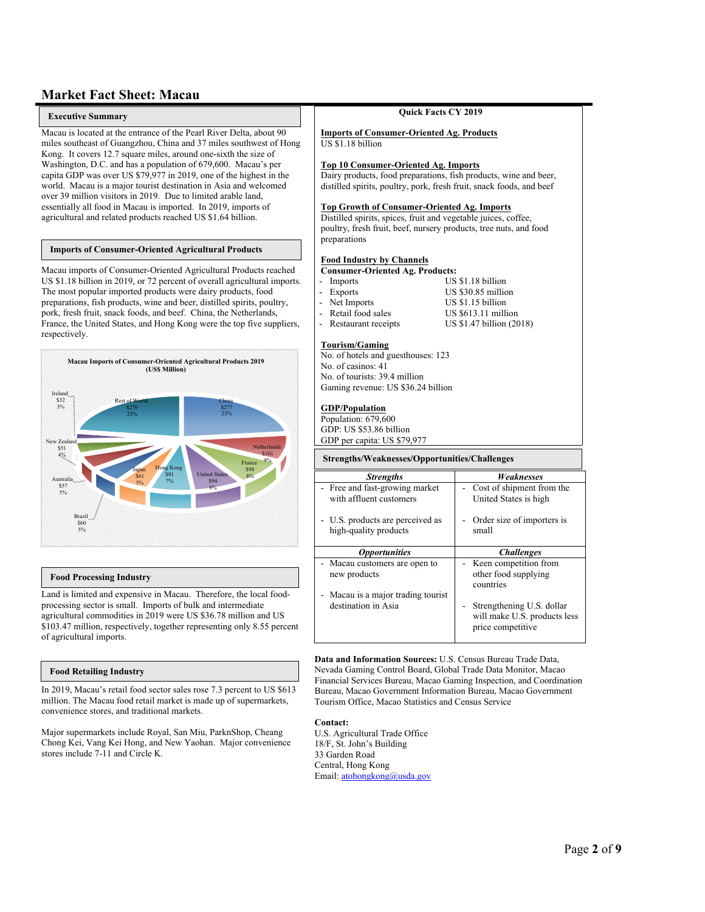# Market Fact Sheet: Macau

## Executive Summary

Macau is located at the entrance of the Pearl River Delta, about 90 miles southeast of Guangzhou, China and 37 miles southwest of Hong Kong. It covers 12.7 square miles, around one-sixth the size of Washington, D.C. and has a population of 679,600. Macau's per capita GDP was over US $79,977 in 2019, one of the highest in the world. Macau is a major tourist destination in Asia and welcomed over 39 million visitors in 2019. Due to limited arable land, essentially all food in Macau is imported. In 2019, imports of agricultural and related products reached US $1.64 billion.

## Imports of Consumer-Oriented Agricultural Products

Macau imports of Consumer-Oriented Agricultural Products reached US $1.18 billion in 2019, or 72 percent of overall agricultural imports. The most popular imported products were dairy products, food preparations, fish products, wine and beer, distilled spirits, poultry, pork, fresh fruit, snack foods, and beef. China, the Netherlands, France, the United States, and Hong Kong were the top five suppliers, respectively.

**Macau Imports of Consumer-Oriented Agricultural Products 2019 (US$ Million)**

| Supplier | US$ Million | Share |
|---|---|---|
| China | $277 | 23% |
| Netherlands | $101 | 9% |
| France | $98 | 8% |
| United States | $94 | 8% |
| Hong Kong | $81 | 7% |
| Japan | $61 | 5% |
| Brazil | $60 | 5% |
| Australia | $57 | 5% |
| New Zealand | $51 | 4% |
| Ireland | $32 | 3% |
| Rest of World | $270 | 23% |

## Food Processing Industry

Land is limited and expensive in Macau. Therefore, the local food-processing sector is small. Imports of bulk and intermediate agricultural commodities in 2019 were US $36.78 million and US $103.47 million, respectively, together representing only 8.55 percent of agricultural imports.

## Food Retailing Industry

In 2019, Macau's retail food sector sales rose 7.3 percent to US $613 million. The Macau food retail market is made up of supermarkets, convenience stores, and traditional markets.

Major supermarkets include Royal, San Miu, ParknShop, Cheang Chong Kei, Vang Kei Hong, and New Yaohan. Major convenience stores include 7-11 and Circle K.

## Quick Facts CY 2019

**Imports of Consumer-Oriented Ag. Products**
US $1.18 billion

**Top 10 Consumer-Oriented Ag. Imports**
Dairy products, food preparations, fish products, wine and beer, distilled spirits, poultry, pork, fresh fruit, snack foods, and beef

**Top Growth of Consumer-Oriented Ag. Imports**
Distilled spirits, spices, fruit and vegetable juices, coffee, poultry, fresh fruit, beef, nursery products, tree nuts, and food preparations

**Food Industry by Channels**
**Consumer-Oriented Ag. Products:**

| | |
|---|---|
| - Imports | US $1.18 billion |
| - Exports | US $30.85 million |
| - Net Imports | US $1.15 billion |
| - Retail food sales | US $613.11 million |
| - Restaurant receipts | US $1.47 billion (2018) |

**Tourism/Gaming**
No. of hotels and guesthouses: 123
No. of casinos: 41
No. of tourists: 39.4 million
Gaming revenue: US $36.24 billion

**GDP/Population**
Population: 679,600
GDP: US $53.86 billion
GDP per capita: US $79,977

## Strengths/Weaknesses/Opportunities/Challenges

| *Strengths* | *Weaknesses* |
|---|---|
| - Free and fast-growing market with affluent customers<br><br>- U.S. products are perceived as high-quality products | - Cost of shipment from the United States is high<br><br>- Order size of importers is small |
| ***Opportunities*** | ***Challenges*** |
| - Macau customers are open to new products<br><br>- Macau is a major trading tourist destination in Asia | - Keen competition from other food supplying countries<br><br>- Strengthening U.S. dollar will make U.S. products less price competitive |

**Data and Information Sources:** U.S. Census Bureau Trade Data, Nevada Gaming Control Board, Global Trade Data Monitor, Macao Financial Services Bureau, Macao Gaming Inspection, and Coordination Bureau, Macao Government Information Bureau, Macao Government Tourism Office, Macao Statistics and Census Service

**Contact:**
U.S. Agricultural Trade Office
18/F, St. John's Building
33 Garden Road
Central, Hong Kong
Email: atohongkong@usda.gov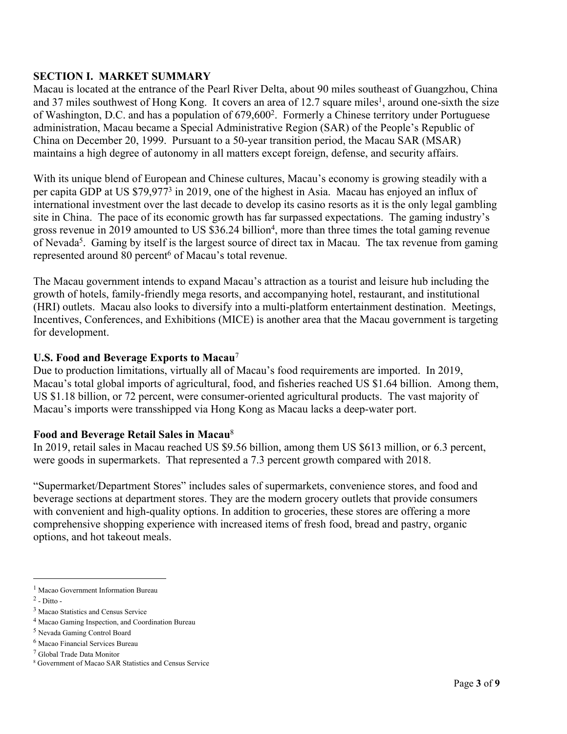## SECTION I. MARKET SUMMARY

Macau is located at the entrance of the Pearl River Delta, about 90 miles southeast of Guangzhou, China and 37 miles southwest of Hong Kong. It covers an area of 12.7 square miles[1], around one-sixth the size of Washington, D.C. and has a population of 679,600[2]. Formerly a Chinese territory under Portuguese administration, Macau became a Special Administrative Region (SAR) of the People's Republic of China on December 20, 1999. Pursuant to a 50-year transition period, the Macau SAR (MSAR) maintains a high degree of autonomy in all matters except foreign, defense, and security affairs.

With its unique blend of European and Chinese cultures, Macau's economy is growing steadily with a per capita GDP at US $79,977[3] in 2019, one of the highest in Asia. Macau has enjoyed an influx of international investment over the last decade to develop its casino resorts as it is the only legal gambling site in China. The pace of its economic growth has far surpassed expectations. The gaming industry's gross revenue in 2019 amounted to US $36.24 billion[4], more than three times the total gaming revenue of Nevada[5]. Gaming by itself is the largest source of direct tax in Macau. The tax revenue from gaming represented around 80 percent[6] of Macau's total revenue.

The Macau government intends to expand Macau's attraction as a tourist and leisure hub including the growth of hotels, family-friendly mega resorts, and accompanying hotel, restaurant, and institutional (HRI) outlets. Macau also looks to diversify into a multi-platform entertainment destination. Meetings, Incentives, Conferences, and Exhibitions (MICE) is another area that the Macau government is targeting for development.

### U.S. Food and Beverage Exports to Macau[7]

Due to production limitations, virtually all of Macau's food requirements are imported. In 2019, Macau's total global imports of agricultural, food, and fisheries reached US $1.64 billion. Among them, US $1.18 billion, or 72 percent, were consumer-oriented agricultural products. The vast majority of Macau's imports were transshipped via Hong Kong as Macau lacks a deep-water port.

### Food and Beverage Retail Sales in Macau[8]

In 2019, retail sales in Macau reached US $9.56 billion, among them US $613 million, or 6.3 percent, were goods in supermarkets. That represented a 7.3 percent growth compared with 2018.

"Supermarket/Department Stores" includes sales of supermarkets, convenience stores, and food and beverage sections at department stores. They are the modern grocery outlets that provide consumers with convenient and high-quality options. In addition to groceries, these stores are offering a more comprehensive shopping experience with increased items of fresh food, bread and pastry, organic options, and hot takeout meals.

---

[1] Macao Government Information Bureau
[2] - Ditto -
[3] Macao Statistics and Census Service
[4] Macao Gaming Inspection, and Coordination Bureau
[5] Nevada Gaming Control Board
[6] Macao Financial Services Bureau
[7] Global Trade Data Monitor
[8] Government of Macao SAR Statistics and Census Service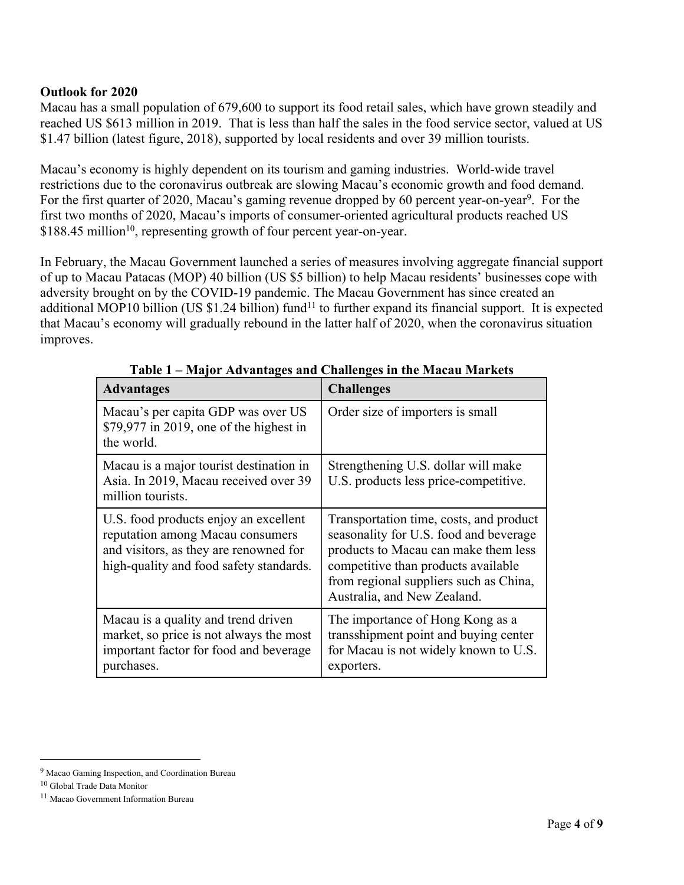**Outlook for 2020**

Macau has a small population of 679,600 to support its food retail sales, which have grown steadily and reached US $613 million in 2019. That is less than half the sales in the food service sector, valued at US $1.47 billion (latest figure, 2018), supported by local residents and over 39 million tourists.

Macau's economy is highly dependent on its tourism and gaming industries. World-wide travel restrictions due to the coronavirus outbreak are slowing Macau's economic growth and food demand. For the first quarter of 2020, Macau's gaming revenue dropped by 60 percent year-on-year[9]. For the first two months of 2020, Macau's imports of consumer-oriented agricultural products reached US $188.45 million[10], representing growth of four percent year-on-year.

In February, the Macau Government launched a series of measures involving aggregate financial support of up to Macau Patacas (MOP) 40 billion (US $5 billion) to help Macau residents' businesses cope with adversity brought on by the COVID-19 pandemic. The Macau Government has since created an additional MOP10 billion (US $1.24 billion) fund[11] to further expand its financial support. It is expected that Macau's economy will gradually rebound in the latter half of 2020, when the coronavirus situation improves.

**Table 1 – Major Advantages and Challenges in the Macau Markets**

| Advantages | Challenges |
|---|---|
| Macau's per capita GDP was over US $79,977 in 2019, one of the highest in the world. | Order size of importers is small |
| Macau is a major tourist destination in Asia. In 2019, Macau received over 39 million tourists. | Strengthening U.S. dollar will make U.S. products less price-competitive. |
| U.S. food products enjoy an excellent reputation among Macau consumers and visitors, as they are renowned for high-quality and food safety standards. | Transportation time, costs, and product seasonality for U.S. food and beverage products to Macau can make them less competitive than products available from regional suppliers such as China, Australia, and New Zealand. |
| Macau is a quality and trend driven market, so price is not always the most important factor for food and beverage purchases. | The importance of Hong Kong as a transshipment point and buying center for Macau is not widely known to U.S. exporters. |

[9] Macao Gaming Inspection, and Coordination Bureau

[10] Global Trade Data Monitor

[11] Macao Government Information Bureau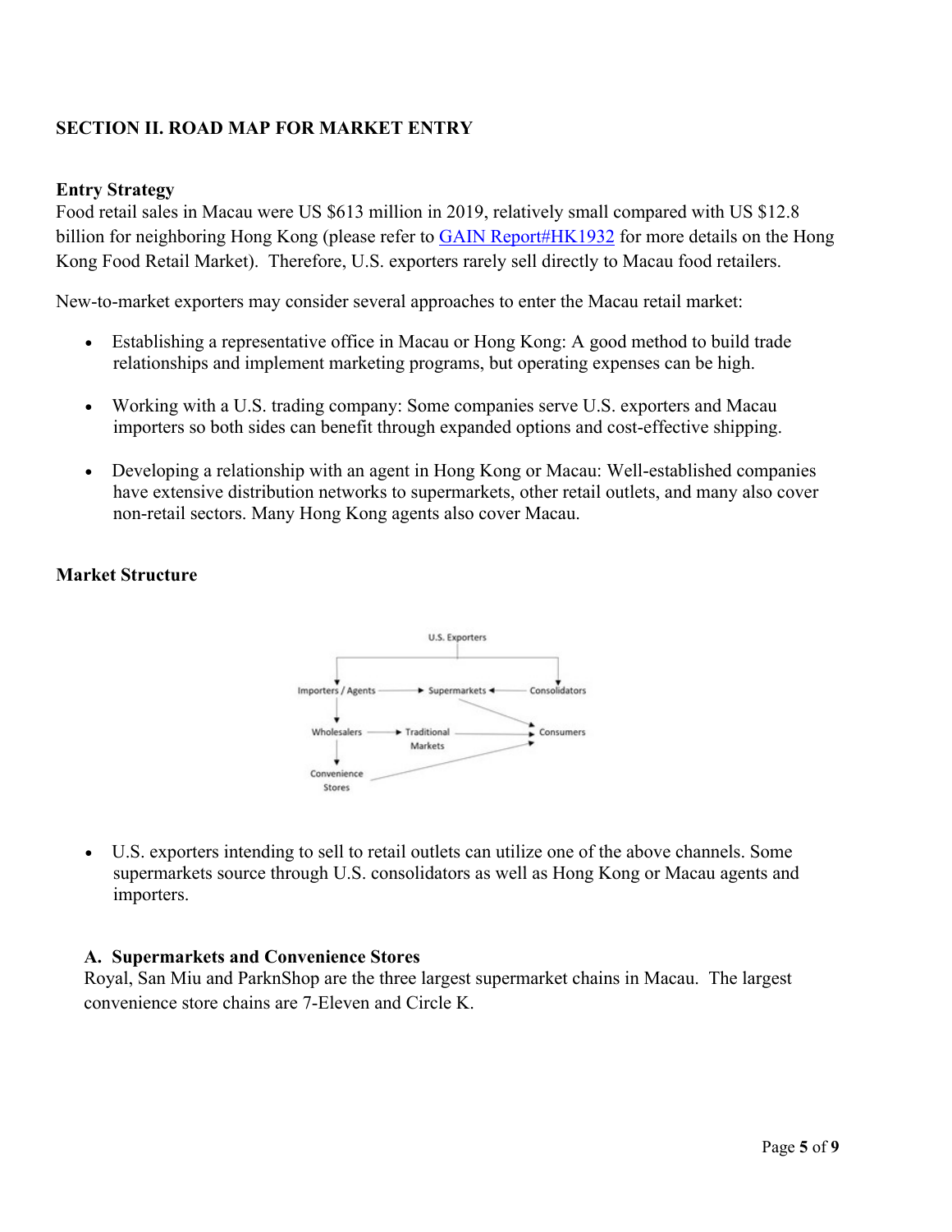## SECTION II. ROAD MAP FOR MARKET ENTRY

### Entry Strategy

Food retail sales in Macau were US $613 million in 2019, relatively small compared with US $12.8 billion for neighboring Hong Kong (please refer to [GAIN Report#HK1932](GAIN Report#HK1932) for more details on the Hong Kong Food Retail Market). Therefore, U.S. exporters rarely sell directly to Macau food retailers.

New-to-market exporters may consider several approaches to enter the Macau retail market:

- Establishing a representative office in Macau or Hong Kong: A good method to build trade relationships and implement marketing programs, but operating expenses can be high.
- Working with a U.S. trading company: Some companies serve U.S. exporters and Macau importers so both sides can benefit through expanded options and cost-effective shipping.
- Developing a relationship with an agent in Hong Kong or Macau: Well-established companies have extensive distribution networks to supermarkets, other retail outlets, and many also cover non-retail sectors. Many Hong Kong agents also cover Macau.

### Market Structure

U.S. Exporters → Importers / Agents; U.S. Exporters → Consolidators
Importers / Agents → Supermarkets ← Consolidators
Importers / Agents → Wholesalers
Wholesalers → Traditional Markets
Wholesalers → Convenience Stores
Supermarkets → Consumers
Traditional Markets → Consumers
Convenience Stores → Consumers

- U.S. exporters intending to sell to retail outlets can utilize one of the above channels. Some supermarkets source through U.S. consolidators as well as Hong Kong or Macau agents and importers.

#### A. Supermarkets and Convenience Stores

Royal, San Miu and ParknShop are the three largest supermarket chains in Macau. The largest convenience store chains are 7-Eleven and Circle K.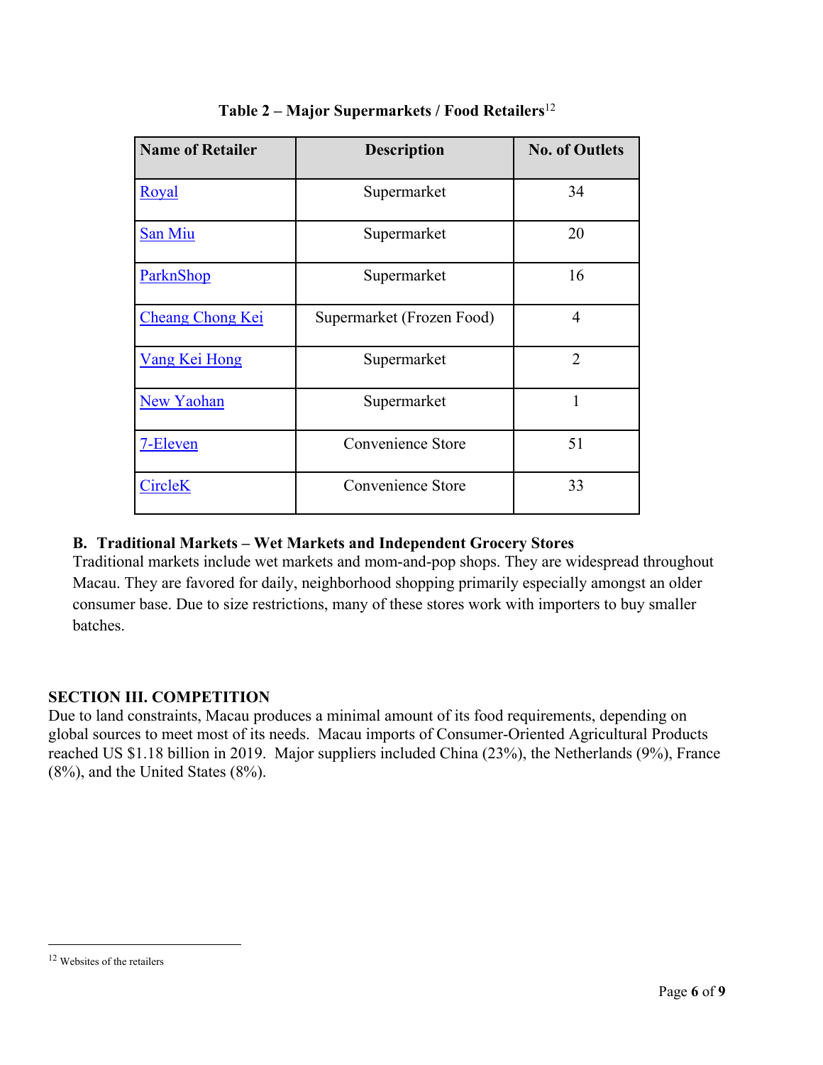**Table 2 – Major Supermarkets / Food Retailers**[12]

| Name of Retailer | Description | No. of Outlets |
| --- | --- | --- |
| Royal | Supermarket | 34 |
| San Miu | Supermarket | 20 |
| ParknShop | Supermarket | 16 |
| Cheang Chong Kei | Supermarket (Frozen Food) | 4 |
| Vang Kei Hong | Supermarket | 2 |
| New Yaohan | Supermarket | 1 |
| 7-Eleven | Convenience Store | 51 |
| CircleK | Convenience Store | 33 |

### B. Traditional Markets – Wet Markets and Independent Grocery Stores

Traditional markets include wet markets and mom-and-pop shops. They are widespread throughout Macau. They are favored for daily, neighborhood shopping primarily especially amongst an older consumer base. Due to size restrictions, many of these stores work with importers to buy smaller batches.

## SECTION III. COMPETITION

Due to land constraints, Macau produces a minimal amount of its food requirements, depending on global sources to meet most of its needs. Macau imports of Consumer-Oriented Agricultural Products reached US $1.18 billion in 2019. Major suppliers included China (23%), the Netherlands (9%), France (8%), and the United States (8%).

[12] Websites of the retailers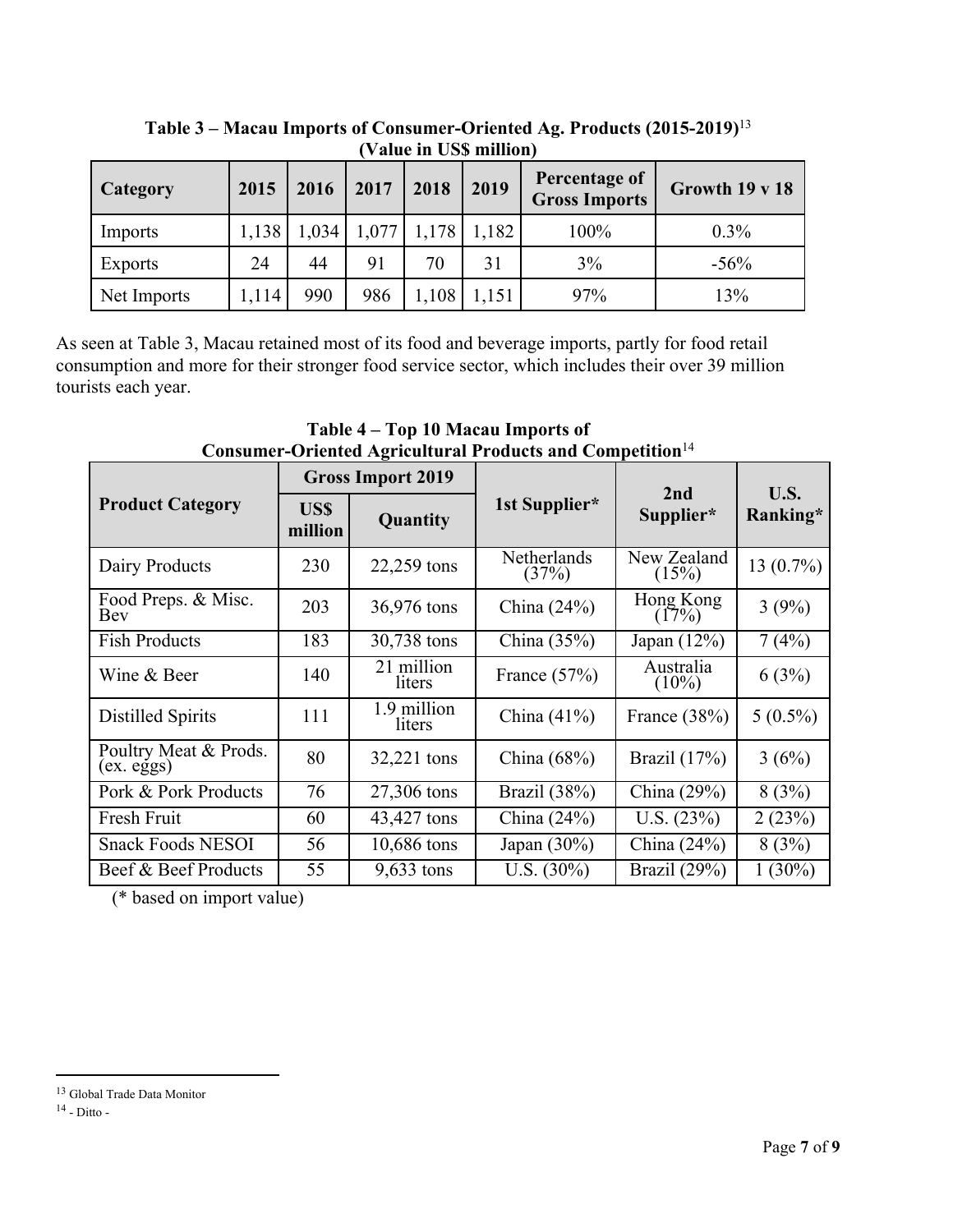**Table 3 – Macau Imports of Consumer-Oriented Ag. Products (2015-2019)**[13]
**(Value in US$ million)**

| Category | 2015 | 2016 | 2017 | 2018 | 2019 | Percentage of Gross Imports | Growth 19 v 18 |
|---|---|---|---|---|---|---|---|
| Imports | 1,138 | 1,034 | 1,077 | 1,178 | 1,182 | 100% | 0.3% |
| Exports | 24 | 44 | 91 | 70 | 31 | 3% | -56% |
| Net Imports | 1,114 | 990 | 986 | 1,108 | 1,151 | 97% | 13% |

As seen at Table 3, Macau retained most of its food and beverage imports, partly for food retail consumption and more for their stronger food service sector, which includes their over 39 million tourists each year.

**Table 4 – Top 10 Macau Imports of Consumer-Oriented Agricultural Products and Competition**[14]

| Product Category | Gross Import 2019 | | 1st Supplier* | 2nd Supplier* | U.S. Ranking* |
|---|---|---|---|---|---|
| | US$ million | Quantity | | | |
| Dairy Products | 230 | 22,259 tons | Netherlands (37%) | New Zealand (15%) | 13 (0.7%) |
| Food Preps. & Misc. Bev | 203 | 36,976 tons | China (24%) | Hong Kong (17%) | 3 (9%) |
| Fish Products | 183 | 30,738 tons | China (35%) | Japan (12%) | 7 (4%) |
| Wine & Beer | 140 | 21 million liters | France (57%) | Australia (10%) | 6 (3%) |
| Distilled Spirits | 111 | 1.9 million liters | China (41%) | France (38%) | 5 (0.5%) |
| Poultry Meat & Prods. (ex. eggs) | 80 | 32,221 tons | China (68%) | Brazil (17%) | 3 (6%) |
| Pork & Pork Products | 76 | 27,306 tons | Brazil (38%) | China (29%) | 8 (3%) |
| Fresh Fruit | 60 | 43,427 tons | China (24%) | U.S. (23%) | 2 (23%) |
| Snack Foods NESOI | 56 | 10,686 tons | Japan (30%) | China (24%) | 8 (3%) |
| Beef & Beef Products | 55 | 9,633 tons | U.S. (30%) | Brazil (29%) | 1 (30%) |

(* based on import value)

[13] Global Trade Data Monitor

[14] - Ditto -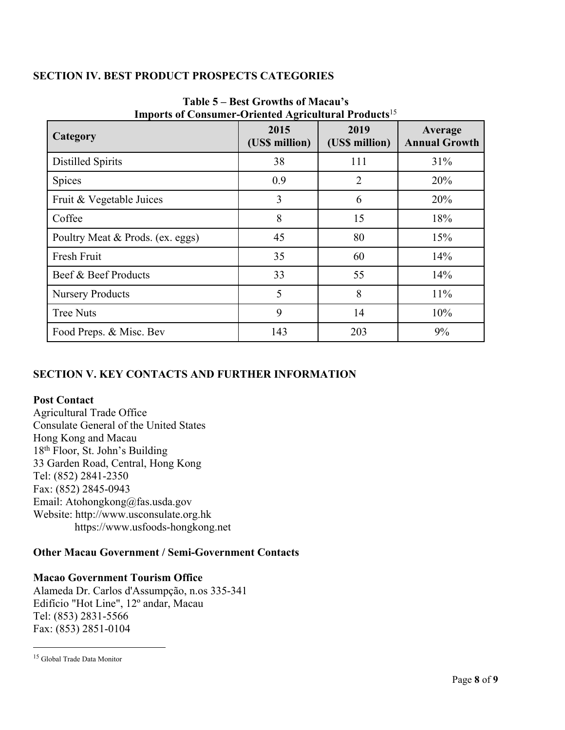## SECTION IV. BEST PRODUCT PROSPECTS CATEGORIES

**Table 5 – Best Growths of Macau's Imports of Consumer-Oriented Agricultural Products**[15]

| Category | 2015 (US$ million) | 2019 (US$ million) | Average Annual Growth |
|---|---|---|---|
| Distilled Spirits | 38 | 111 | 31% |
| Spices | 0.9 | 2 | 20% |
| Fruit & Vegetable Juices | 3 | 6 | 20% |
| Coffee | 8 | 15 | 18% |
| Poultry Meat & Prods. (ex. eggs) | 45 | 80 | 15% |
| Fresh Fruit | 35 | 60 | 14% |
| Beef & Beef Products | 33 | 55 | 14% |
| Nursery Products | 5 | 8 | 11% |
| Tree Nuts | 9 | 14 | 10% |
| Food Preps. & Misc. Bev | 143 | 203 | 9% |

## SECTION V. KEY CONTACTS AND FURTHER INFORMATION

**Post Contact**

Agricultural Trade Office
Consulate General of the United States
Hong Kong and Macau
18th Floor, St. John's Building
33 Garden Road, Central, Hong Kong
Tel: (852) 2841-2350
Fax: (852) 2845-0943
Email: Atohongkong@fas.usda.gov
Website: http://www.usconsulate.org.hk
https://www.usfoods-hongkong.net

**Other Macau Government / Semi-Government Contacts**

**Macao Government Tourism Office**

Alameda Dr. Carlos d'Assumpção, n.os 335-341
Edifício "Hot Line", 12º andar, Macau
Tel: (853) 2831-5566
Fax: (853) 2851-0104

---

[15] Global Trade Data Monitor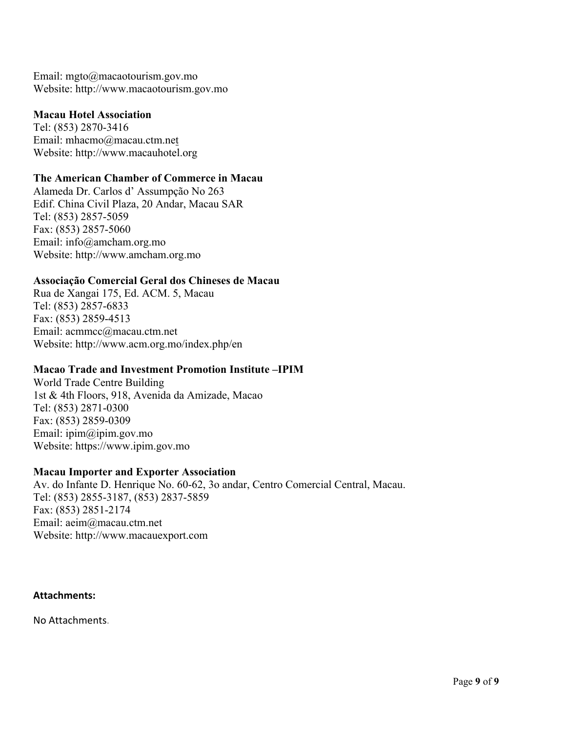Email: mgto@macaotourism.gov.mo
Website: http://www.macaotourism.gov.mo

**Macau Hotel Association**
Tel: (853) 2870-3416
Email: mhacmo@macau.ctm.net
Website: http://www.macauhotel.org

**The American Chamber of Commerce in Macau**
Alameda Dr. Carlos d' Assumpção No 263
Edif. China Civil Plaza, 20 Andar, Macau SAR
Tel: (853) 2857-5059
Fax: (853) 2857-5060
Email: info@amcham.org.mo
Website: http://www.amcham.org.mo

**Associação Comercial Geral dos Chineses de Macau**
Rua de Xangai 175, Ed. ACM. 5, Macau
Tel: (853) 2857-6833
Fax: (853) 2859-4513
Email: acmmcc@macau.ctm.net
Website: http://www.acm.org.mo/index.php/en

**Macao Trade and Investment Promotion Institute –IPIM**
World Trade Centre Building
1st & 4th Floors, 918, Avenida da Amizade, Macao
Tel: (853) 2871-0300
Fax: (853) 2859-0309
Email: ipim@ipim.gov.mo
Website: https://www.ipim.gov.mo

**Macau Importer and Exporter Association**
Av. do Infante D. Henrique No. 60-62, 3o andar, Centro Comercial Central, Macau.
Tel: (853) 2855-3187, (853) 2837-5859
Fax: (853) 2851-2174
Email: aeim@macau.ctm.net
Website: http://www.macauexport.com

**Attachments:**

No Attachments.